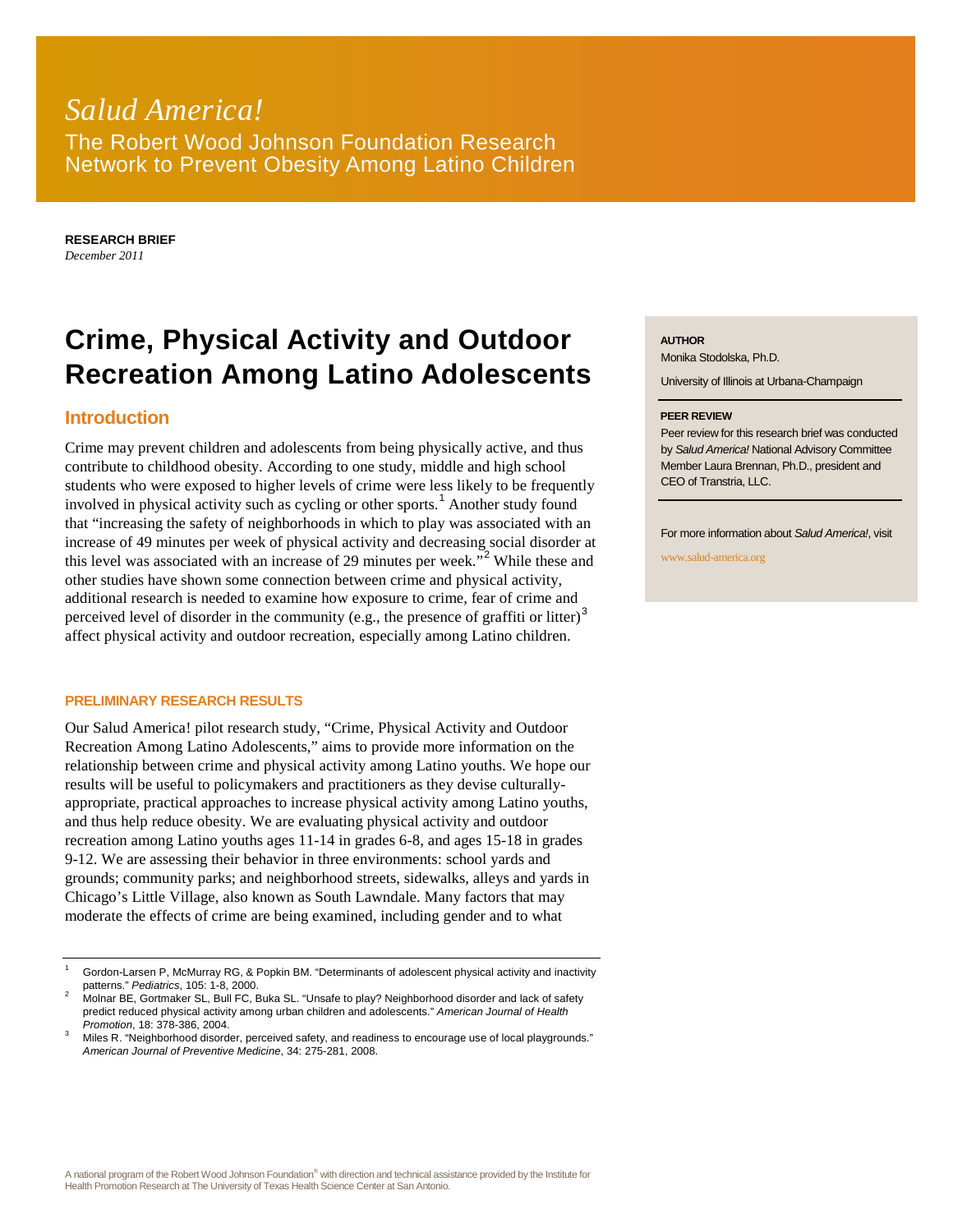*Salud America!*

The Robert Wood Johnson Foundation Research Network to Prevent Obesity Among Latino Children

**RESEARCH BRIEF**

*December 2011*

# Crime, Physical Activity and Outdoor Recreation Among Latino Adolescents

**AUTHOR**

Monika Stodolska, Ph.D.

University of Illinois at Urbana-Champaign

**PEER REVIEW**

Peer review for this research brief was conducted by *Salud America!* National Advisory Committee Member Laura Brennan, Ph.D., president and CEO of Transtria, LLC.

For more information about *Salud America!*, visit

www.salud-america.org

## Introduction

Crime may prevent children and adolescents from being physically active, and thus contribute to childhood obesity. According to one study, middle and high school students who were exposed to higher levels of crime were less likely to be frequently involved in physical activity such as cycling or other sports.[1] Another study found that "increasing the safety of neighborhoods in which to play was associated with an increase of 49 minutes per week of physical activity and decreasing social disorder at this level was associated with an increase of 29 minutes per week."[2] While these and other studies have shown some connection between crime and physical activity, additional research is needed to examine how exposure to crime, fear of crime and perceived level of disorder in the community (e.g., the presence of graffiti or litter)[3] affect physical activity and outdoor recreation, especially among Latino children.

### PRELIMINARY RESEARCH RESULTS

Our Salud America! pilot research study, "Crime, Physical Activity and Outdoor Recreation Among Latino Adolescents," aims to provide more information on the relationship between crime and physical activity among Latino youths. We hope our results will be useful to policymakers and practitioners as they devise culturally-appropriate, practical approaches to increase physical activity among Latino youths, and thus help reduce obesity. We are evaluating physical activity and outdoor recreation among Latino youths ages 11-14 in grades 6-8, and ages 15-18 in grades 9-12. We are assessing their behavior in three environments: school yards and grounds; community parks; and neighborhood streets, sidewalks, alleys and yards in Chicago's Little Village, also known as South Lawndale. Many factors that may moderate the effects of crime are being examined, including gender and to what

---

[1] Gordon-Larsen P, McMurray RG, & Popkin BM. "Determinants of adolescent physical activity and inactivity patterns." *Pediatrics*, 105: 1-8, 2000.

[2] Molnar BE, Gortmaker SL, Bull FC, Buka SL. "Unsafe to play? Neighborhood disorder and lack of safety predict reduced physical activity among urban children and adolescents." *American Journal of Health Promotion*, 18: 378-386, 2004.

[3] Miles R. "Neighborhood disorder, perceived safety, and readiness to encourage use of local playgrounds." *American Journal of Preventive Medicine*, 34: 275-281, 2008.

A national program of the Robert Wood Johnson Foundation® with direction and technical assistance provided by the Institute for Health Promotion Research at The University of Texas Health Science Center at San Antonio.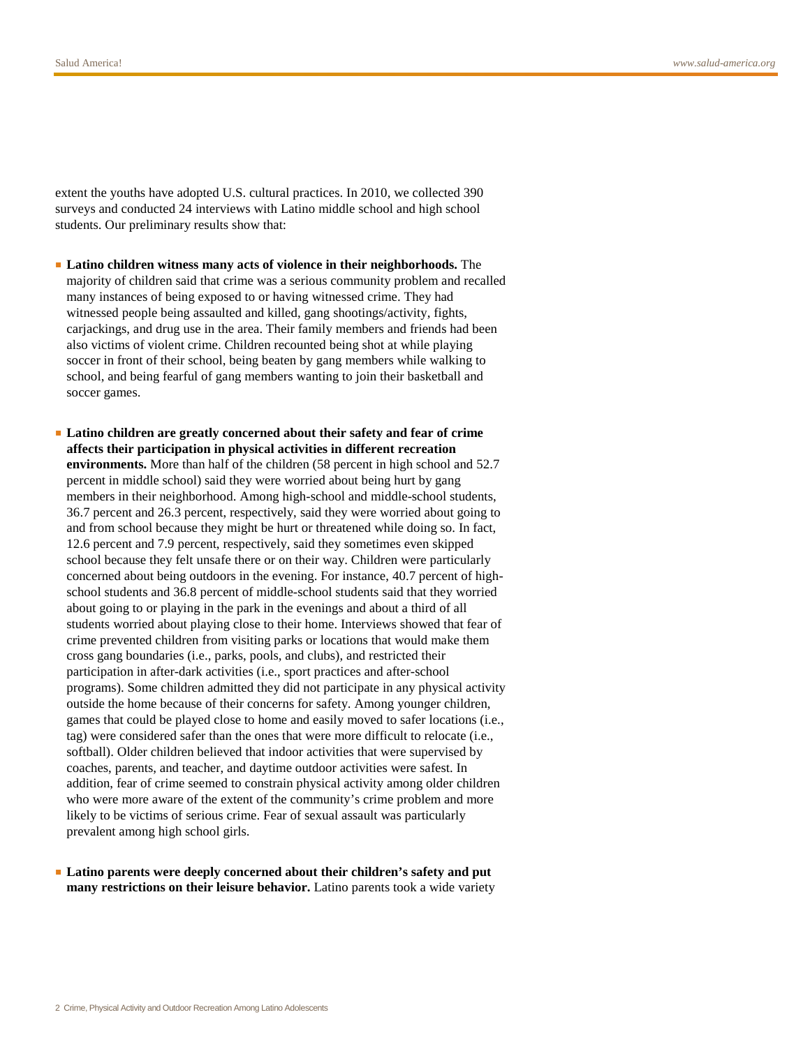extent the youths have adopted U.S. cultural practices. In 2010, we collected 390 surveys and conducted 24 interviews with Latino middle school and high school students. Our preliminary results show that:

- **Latino children witness many acts of violence in their neighborhoods.** The majority of children said that crime was a serious community problem and recalled many instances of being exposed to or having witnessed crime. They had witnessed people being assaulted and killed, gang shootings/activity, fights, carjackings, and drug use in the area. Their family members and friends had been also victims of violent crime. Children recounted being shot at while playing soccer in front of their school, being beaten by gang members while walking to school, and being fearful of gang members wanting to join their basketball and soccer games.

- **Latino children are greatly concerned about their safety and fear of crime affects their participation in physical activities in different recreation environments.** More than half of the children (58 percent in high school and 52.7 percent in middle school) said they were worried about being hurt by gang members in their neighborhood. Among high-school and middle-school students, 36.7 percent and 26.3 percent, respectively, said they were worried about going to and from school because they might be hurt or threatened while doing so. In fact, 12.6 percent and 7.9 percent, respectively, said they sometimes even skipped school because they felt unsafe there or on their way. Children were particularly concerned about being outdoors in the evening. For instance, 40.7 percent of high-school students and 36.8 percent of middle-school students said that they worried about going to or playing in the park in the evenings and about a third of all students worried about playing close to their home. Interviews showed that fear of crime prevented children from visiting parks or locations that would make them cross gang boundaries (i.e., parks, pools, and clubs), and restricted their participation in after-dark activities (i.e., sport practices and after-school programs). Some children admitted they did not participate in any physical activity outside the home because of their concerns for safety. Among younger children, games that could be played close to home and easily moved to safer locations (i.e., tag) were considered safer than the ones that were more difficult to relocate (i.e., softball). Older children believed that indoor activities that were supervised by coaches, parents, and teacher, and daytime outdoor activities were safest. In addition, fear of crime seemed to constrain physical activity among older children who were more aware of the extent of the community's crime problem and more likely to be victims of serious crime. Fear of sexual assault was particularly prevalent among high school girls.

- **Latino parents were deeply concerned about their children's safety and put many restrictions on their leisure behavior.** Latino parents took a wide variety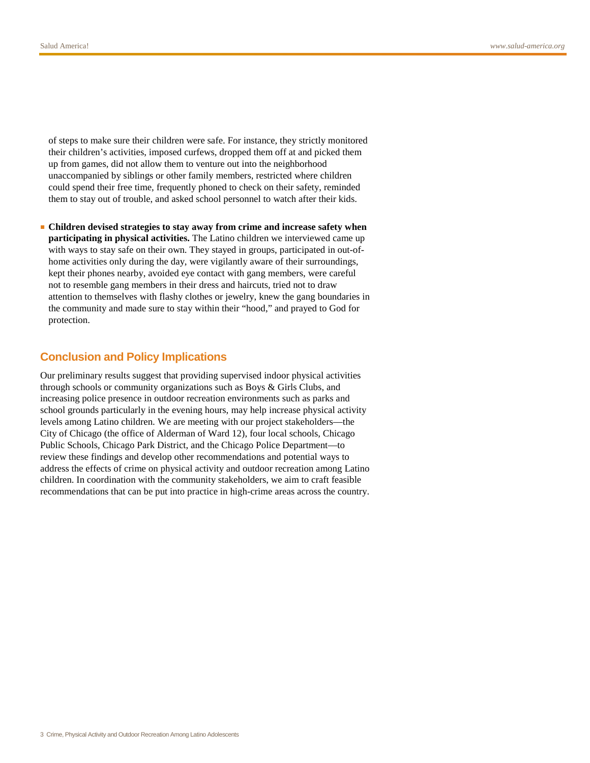of steps to make sure their children were safe. For instance, they strictly monitored their children's activities, imposed curfews, dropped them off at and picked them up from games, did not allow them to venture out into the neighborhood unaccompanied by siblings or other family members, restricted where children could spend their free time, frequently phoned to check on their safety, reminded them to stay out of trouble, and asked school personnel to watch after their kids.

- **Children devised strategies to stay away from crime and increase safety when participating in physical activities.** The Latino children we interviewed came up with ways to stay safe on their own. They stayed in groups, participated in out-of-home activities only during the day, were vigilantly aware of their surroundings, kept their phones nearby, avoided eye contact with gang members, were careful not to resemble gang members in their dress and haircuts, tried not to draw attention to themselves with flashy clothes or jewelry, knew the gang boundaries in the community and made sure to stay within their "hood," and prayed to God for protection.

## Conclusion and Policy Implications

Our preliminary results suggest that providing supervised indoor physical activities through schools or community organizations such as Boys & Girls Clubs, and increasing police presence in outdoor recreation environments such as parks and school grounds particularly in the evening hours, may help increase physical activity levels among Latino children. We are meeting with our project stakeholders—the City of Chicago (the office of Alderman of Ward 12), four local schools, Chicago Public Schools, Chicago Park District, and the Chicago Police Department—to review these findings and develop other recommendations and potential ways to address the effects of crime on physical activity and outdoor recreation among Latino children. In coordination with the community stakeholders, we aim to craft feasible recommendations that can be put into practice in high-crime areas across the country.